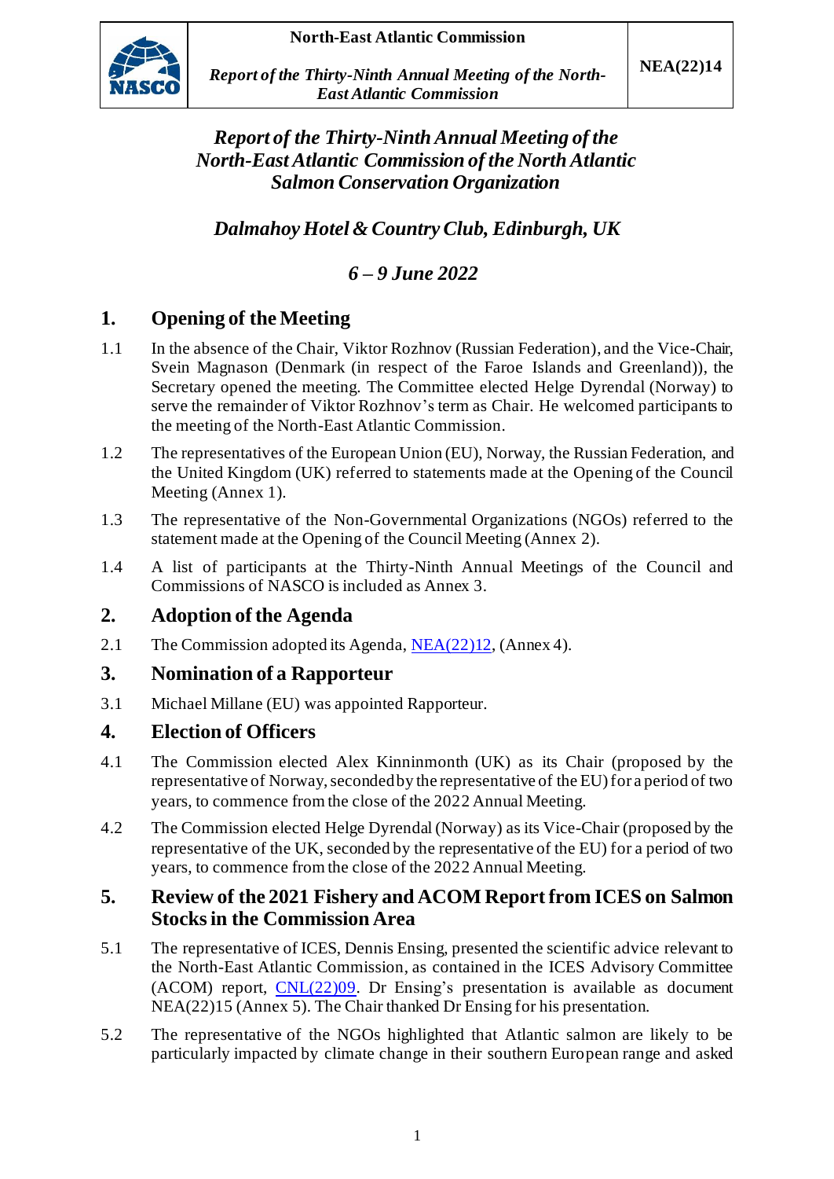# *Report of the Thirty-Ninth Annual Meeting of the North-East Atlantic Commission of the North Atlantic Salmon Conservation Organization*

## *Dalmahoy Hotel & Country Club, Edinburgh, UK*

## *6 – 9 June 2022*

## 1. Opening of the Meeting

1.1 In the absence of the Chair, Viktor Rozhnov (Russian Federation), and the Vice-Chair, Svein Magnason (Denmark (in respect of the Faroe Islands and Greenland)), the Secretary opened the meeting. The Committee elected Helge Dyrendal (Norway) to serve the remainder of Viktor Rozhnov's term as Chair. He welcomed participants to the meeting of the North-East Atlantic Commission.

1.2 The representatives of the European Union (EU), Norway, the Russian Federation, and the United Kingdom (UK) referred to statements made at the Opening of the Council Meeting (Annex 1).

1.3 The representative of the Non-Governmental Organizations (NGOs) referred to the statement made at the Opening of the Council Meeting (Annex 2).

1.4 A list of participants at the Thirty-Ninth Annual Meetings of the Council and Commissions of NASCO is included as Annex 3.

## 2. Adoption of the Agenda

2.1 The Commission adopted its Agenda, NEA(22)12, (Annex 4).

## 3. Nomination of a Rapporteur

3.1 Michael Millane (EU) was appointed Rapporteur.

## 4. Election of Officers

4.1 The Commission elected Alex Kinninmonth (UK) as its Chair (proposed by the representative of Norway, seconded by the representative of the EU) for a period of two years, to commence from the close of the 2022 Annual Meeting.

4.2 The Commission elected Helge Dyrendal (Norway) as its Vice-Chair (proposed by the representative of the UK, seconded by the representative of the EU) for a period of two years, to commence from the close of the 2022 Annual Meeting.

## 5. Review of the 2021 Fishery and ACOM Report from ICES on Salmon Stocks in the Commission Area

5.1 The representative of ICES, Dennis Ensing, presented the scientific advice relevant to the North-East Atlantic Commission, as contained in the ICES Advisory Committee (ACOM) report, CNL(22)09. Dr Ensing's presentation is available as document NEA(22)15 (Annex 5). The Chair thanked Dr Ensing for his presentation.

5.2 The representative of the NGOs highlighted that Atlantic salmon are likely to be particularly impacted by climate change in their southern European range and asked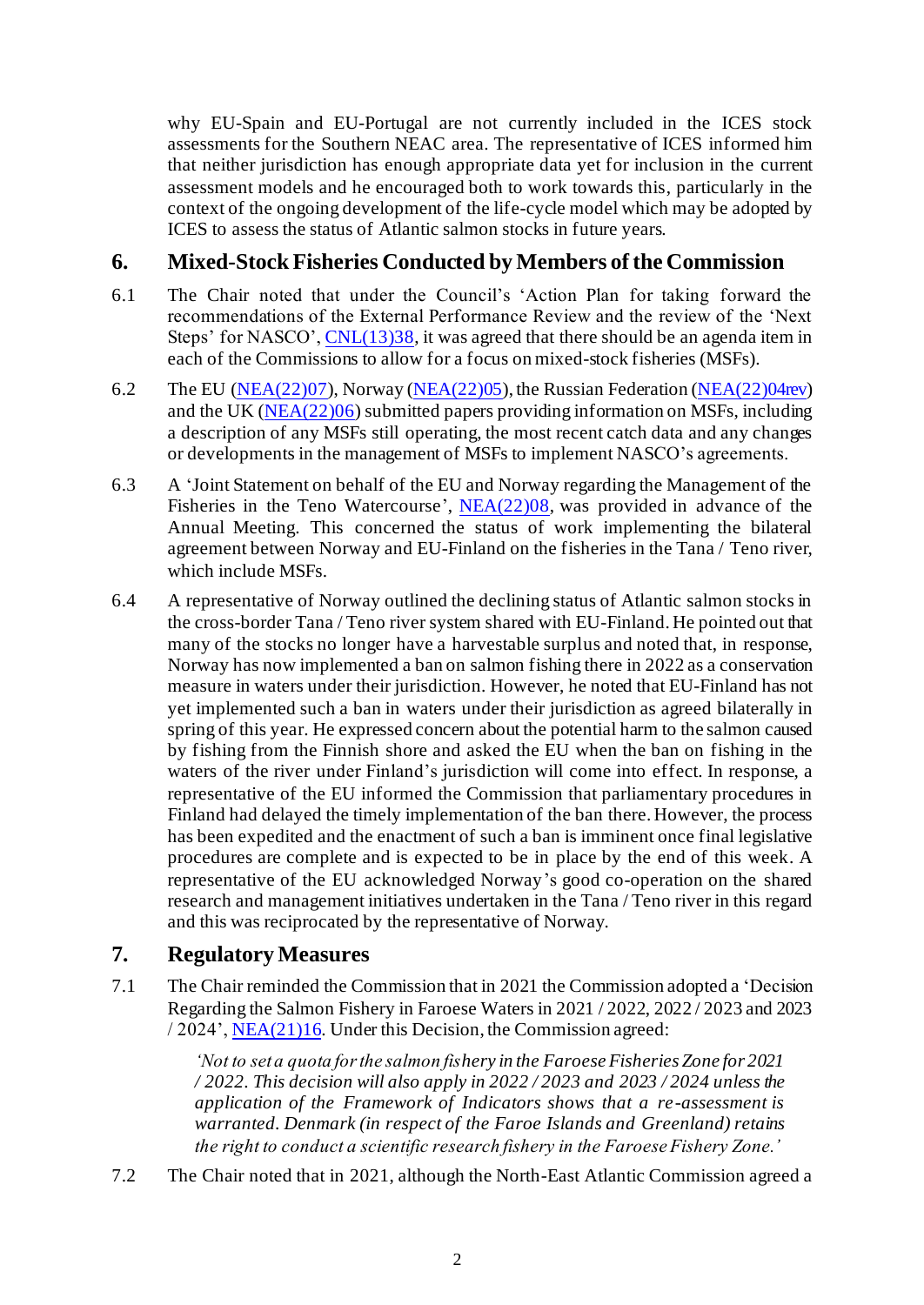why EU-Spain and EU-Portugal are not currently included in the ICES stock assessments for the Southern NEAC area. The representative of ICES informed him that neither jurisdiction has enough appropriate data yet for inclusion in the current assessment models and he encouraged both to work towards this, particularly in the context of the ongoing development of the life-cycle model which may be adopted by ICES to assess the status of Atlantic salmon stocks in future years.

## 6. Mixed-Stock Fisheries Conducted by Members of the Commission

6.1 The Chair noted that under the Council's 'Action Plan for taking forward the recommendations of the External Performance Review and the review of the 'Next Steps' for NASCO', CNL(13)38, it was agreed that there should be an agenda item in each of the Commissions to allow for a focus on mixed-stock fisheries (MSFs).

6.2 The EU (NEA(22)07), Norway (NEA(22)05), the Russian Federation (NEA(22)04rev) and the UK (NEA(22)06) submitted papers providing information on MSFs, including a description of any MSFs still operating, the most recent catch data and any changes or developments in the management of MSFs to implement NASCO's agreements.

6.3 A 'Joint Statement on behalf of the EU and Norway regarding the Management of the Fisheries in the Teno Watercourse', NEA(22)08, was provided in advance of the Annual Meeting. This concerned the status of work implementing the bilateral agreement between Norway and EU-Finland on the fisheries in the Tana / Teno river, which include MSFs.

6.4 A representative of Norway outlined the declining status of Atlantic salmon stocks in the cross-border Tana / Teno river system shared with EU-Finland. He pointed out that many of the stocks no longer have a harvestable surplus and noted that, in response, Norway has now implemented a ban on salmon fishing there in 2022 as a conservation measure in waters under their jurisdiction. However, he noted that EU-Finland has not yet implemented such a ban in waters under their jurisdiction as agreed bilaterally in spring of this year. He expressed concern about the potential harm to the salmon caused by fishing from the Finnish shore and asked the EU when the ban on fishing in the waters of the river under Finland's jurisdiction will come into effect. In response, a representative of the EU informed the Commission that parliamentary procedures in Finland had delayed the timely implementation of the ban there. However, the process has been expedited and the enactment of such a ban is imminent once final legislative procedures are complete and is expected to be in place by the end of this week. A representative of the EU acknowledged Norway's good co-operation on the shared research and management initiatives undertaken in the Tana / Teno river in this regard and this was reciprocated by the representative of Norway.

## 7. Regulatory Measures

7.1 The Chair reminded the Commission that in 2021 the Commission adopted a 'Decision Regarding the Salmon Fishery in Faroese Waters in 2021 / 2022, 2022 / 2023 and 2023 / 2024', NEA(21)16. Under this Decision, the Commission agreed:

> *'Not to set a quota for the salmon fishery in the Faroese Fisheries Zone for 2021 / 2022. This decision will also apply in 2022 / 2023 and 2023 / 2024 unless the application of the Framework of Indicators shows that a re-assessment is warranted. Denmark (in respect of the Faroe Islands and Greenland) retains the right to conduct a scientific research fishery in the Faroese Fishery Zone.'*

7.2 The Chair noted that in 2021, although the North-East Atlantic Commission agreed a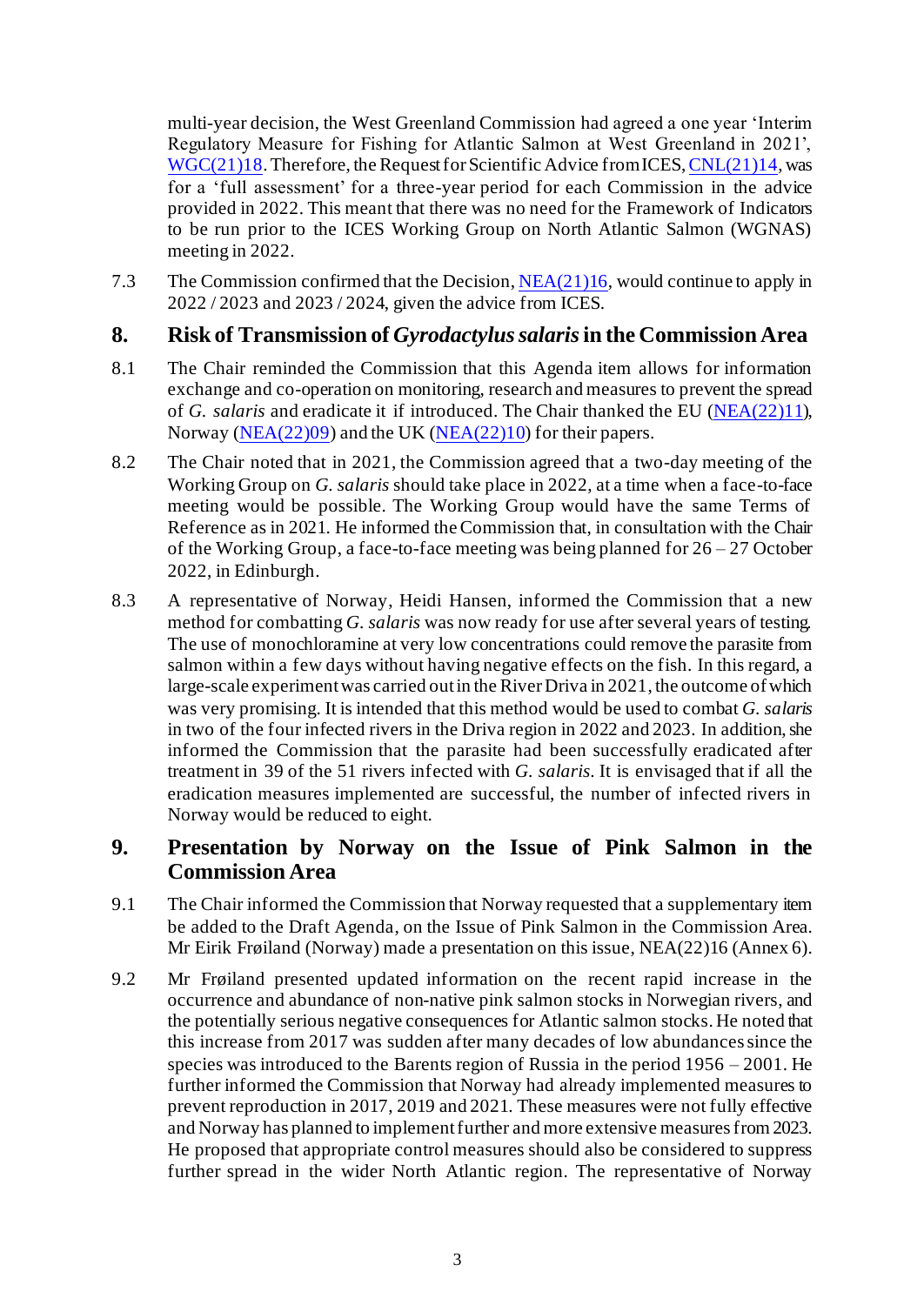multi-year decision, the West Greenland Commission had agreed a one year 'Interim Regulatory Measure for Fishing for Atlantic Salmon at West Greenland in 2021', WGC(21)18. Therefore, the Request for Scientific Advice from ICES, CNL(21)14, was for a 'full assessment' for a three-year period for each Commission in the advice provided in 2022. This meant that there was no need for the Framework of Indicators to be run prior to the ICES Working Group on North Atlantic Salmon (WGNAS) meeting in 2022.

7.3 The Commission confirmed that the Decision, NEA(21)16, would continue to apply in 2022 / 2023 and 2023 / 2024, given the advice from ICES.

## 8. Risk of Transmission of *Gyrodactylus salaris* in the Commission Area

8.1 The Chair reminded the Commission that this Agenda item allows for information exchange and co-operation on monitoring, research and measures to prevent the spread of *G. salaris* and eradicate it if introduced. The Chair thanked the EU (NEA(22)11), Norway (NEA(22)09) and the UK (NEA(22)10) for their papers.

8.2 The Chair noted that in 2021, the Commission agreed that a two-day meeting of the Working Group on *G. salaris* should take place in 2022, at a time when a face-to-face meeting would be possible. The Working Group would have the same Terms of Reference as in 2021. He informed the Commission that, in consultation with the Chair of the Working Group, a face-to-face meeting was being planned for 26 – 27 October 2022, in Edinburgh.

8.3 A representative of Norway, Heidi Hansen, informed the Commission that a new method for combatting *G. salaris* was now ready for use after several years of testing. The use of monochloramine at very low concentrations could remove the parasite from salmon within a few days without having negative effects on the fish. In this regard, a large-scale experiment was carried out in the River Driva in 2021, the outcome of which was very promising. It is intended that this method would be used to combat *G. salaris* in two of the four infected rivers in the Driva region in 2022 and 2023. In addition, she informed the Commission that the parasite had been successfully eradicated after treatment in 39 of the 51 rivers infected with *G. salaris*. It is envisaged that if all the eradication measures implemented are successful, the number of infected rivers in Norway would be reduced to eight.

## 9. Presentation by Norway on the Issue of Pink Salmon in the Commission Area

9.1 The Chair informed the Commission that Norway requested that a supplementary item be added to the Draft Agenda, on the Issue of Pink Salmon in the Commission Area. Mr Eirik Frøiland (Norway) made a presentation on this issue, NEA(22)16 (Annex 6).

9.2 Mr Frøiland presented updated information on the recent rapid increase in the occurrence and abundance of non-native pink salmon stocks in Norwegian rivers, and the potentially serious negative consequences for Atlantic salmon stocks. He noted that this increase from 2017 was sudden after many decades of low abundances since the species was introduced to the Barents region of Russia in the period 1956 – 2001. He further informed the Commission that Norway had already implemented measures to prevent reproduction in 2017, 2019 and 2021. These measures were not fully effective and Norway has planned to implement further and more extensive measures from 2023. He proposed that appropriate control measures should also be considered to suppress further spread in the wider North Atlantic region. The representative of Norway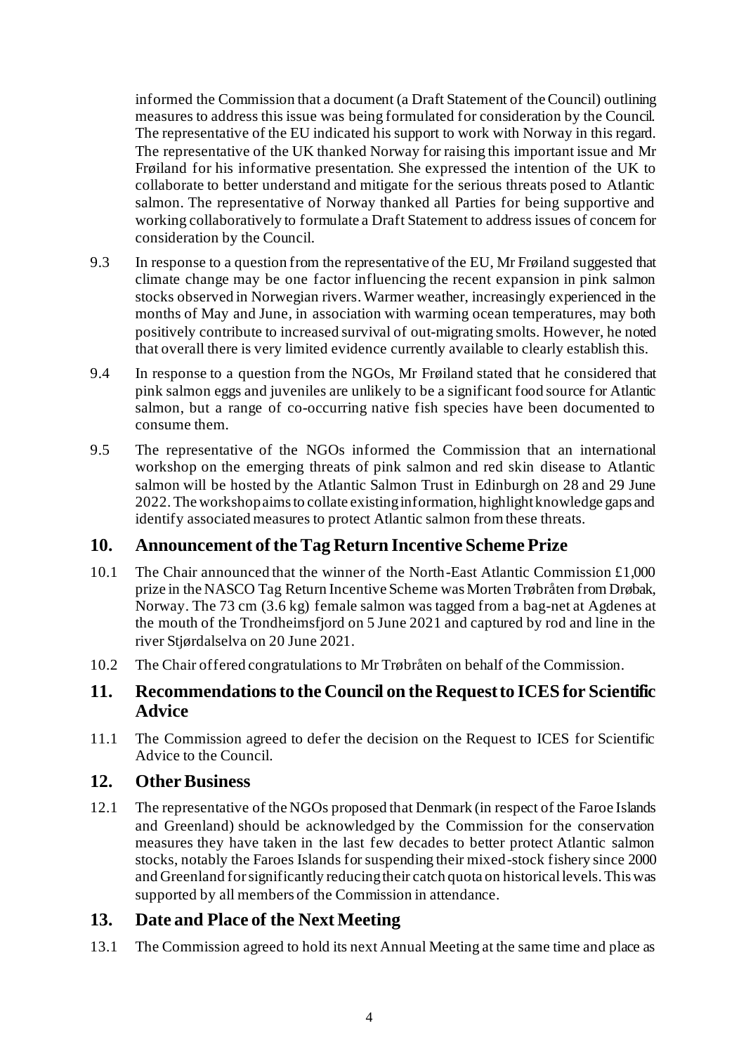informed the Commission that a document (a Draft Statement of the Council) outlining measures to address this issue was being formulated for consideration by the Council. The representative of the EU indicated his support to work with Norway in this regard. The representative of the UK thanked Norway for raising this important issue and Mr Frøiland for his informative presentation. She expressed the intention of the UK to collaborate to better understand and mitigate for the serious threats posed to Atlantic salmon. The representative of Norway thanked all Parties for being supportive and working collaboratively to formulate a Draft Statement to address issues of concern for consideration by the Council.

9.3 In response to a question from the representative of the EU, Mr Frøiland suggested that climate change may be one factor influencing the recent expansion in pink salmon stocks observed in Norwegian rivers. Warmer weather, increasingly experienced in the months of May and June, in association with warming ocean temperatures, may both positively contribute to increased survival of out-migrating smolts. However, he noted that overall there is very limited evidence currently available to clearly establish this.

9.4 In response to a question from the NGOs, Mr Frøiland stated that he considered that pink salmon eggs and juveniles are unlikely to be a significant food source for Atlantic salmon, but a range of co-occurring native fish species have been documented to consume them.

9.5 The representative of the NGOs informed the Commission that an international workshop on the emerging threats of pink salmon and red skin disease to Atlantic salmon will be hosted by the Atlantic Salmon Trust in Edinburgh on 28 and 29 June 2022. The workshop aims to collate existing information, highlight knowledge gaps and identify associated measures to protect Atlantic salmon from these threats.

## 10. Announcement of the Tag Return Incentive Scheme Prize

10.1 The Chair announced that the winner of the North-East Atlantic Commission £1,000 prize in the NASCO Tag Return Incentive Scheme was Morten Trøbråten from Drøbak, Norway. The 73 cm (3.6 kg) female salmon was tagged from a bag-net at Agdenes at the mouth of the Trondheimsfjord on 5 June 2021 and captured by rod and line in the river Stjørdalselva on 20 June 2021.

10.2 The Chair offered congratulations to Mr Trøbråten on behalf of the Commission.

## 11. Recommendations to the Council on the Request to ICES for Scientific Advice

11.1 The Commission agreed to defer the decision on the Request to ICES for Scientific Advice to the Council.

## 12. Other Business

12.1 The representative of the NGOs proposed that Denmark (in respect of the Faroe Islands and Greenland) should be acknowledged by the Commission for the conservation measures they have taken in the last few decades to better protect Atlantic salmon stocks, notably the Faroes Islands for suspending their mixed-stock fishery since 2000 and Greenland for significantly reducing their catch quota on historical levels. This was supported by all members of the Commission in attendance.

## 13. Date and Place of the Next Meeting

13.1 The Commission agreed to hold its next Annual Meeting at the same time and place as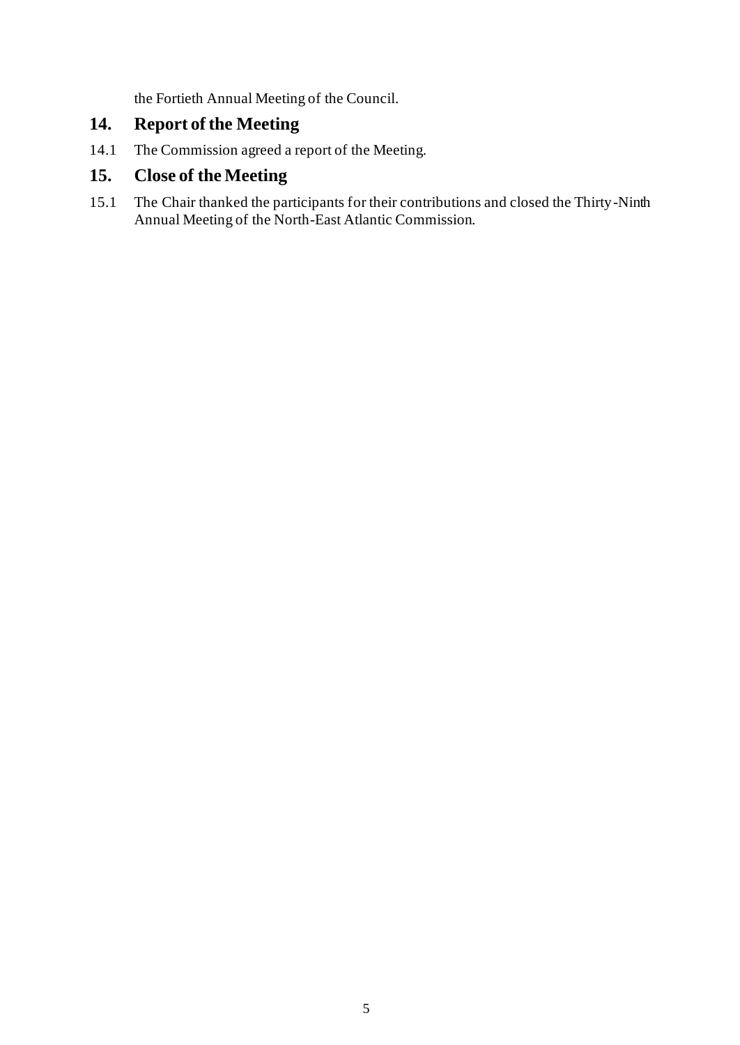the Fortieth Annual Meeting of the Council.

## 14. Report of the Meeting

14.1 The Commission agreed a report of the Meeting.

## 15. Close of the Meeting

15.1 The Chair thanked the participants for their contributions and closed the Thirty-Ninth Annual Meeting of the North-East Atlantic Commission.